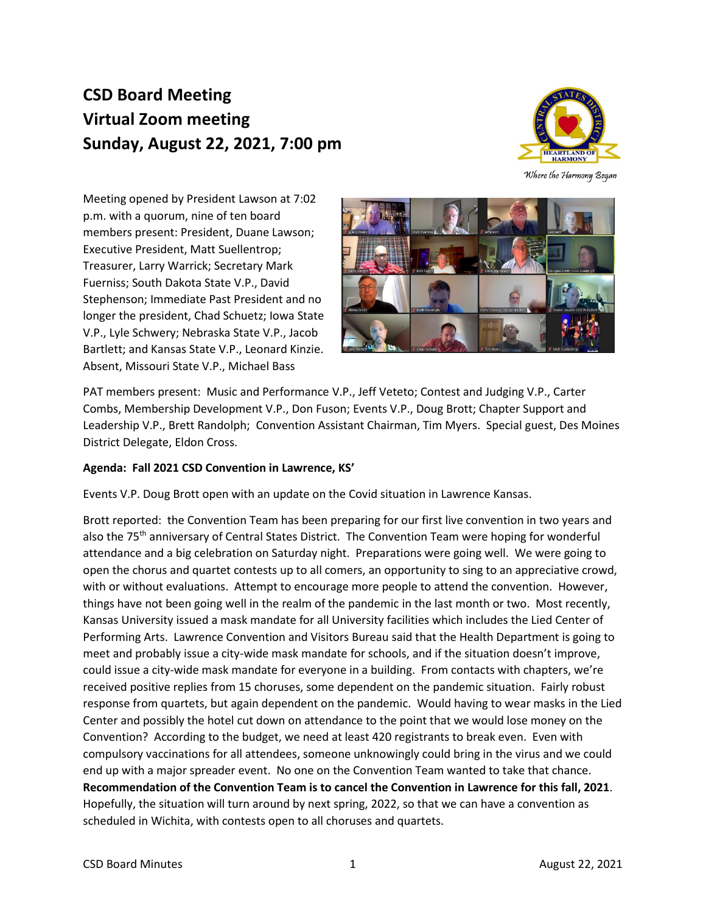# CSD Board Meeting
# Virtual Zoom meeting
# Sunday, August 22, 2021, 7:00 pm

Meeting opened by President Lawson at 7:02 p.m. with a quorum, nine of ten board members present: President, Duane Lawson; Executive President, Matt Suellentrop; Treasurer, Larry Warrick; Secretary Mark Fuerniss; South Dakota State V.P., David Stephenson; Immediate Past President and no longer the president, Chad Schuetz; Iowa State V.P., Lyle Schwery; Nebraska State V.P., Jacob Bartlett; and Kansas State V.P., Leonard Kinzie. Absent, Missouri State V.P., Michael Bass

PAT members present: Music and Performance V.P., Jeff Veteto; Contest and Judging V.P., Carter Combs, Membership Development V.P., Don Fuson; Events V.P., Doug Brott; Chapter Support and Leadership V.P., Brett Randolph; Convention Assistant Chairman, Tim Myers. Special guest, Des Moines District Delegate, Eldon Cross.

**Agenda: Fall 2021 CSD Convention in Lawrence, KS'**

Events V.P. Doug Brott open with an update on the Covid situation in Lawrence Kansas.

Brott reported: the Convention Team has been preparing for our first live convention in two years and also the 75th anniversary of Central States District. The Convention Team were hoping for wonderful attendance and a big celebration on Saturday night. Preparations were going well. We were going to open the chorus and quartet contests up to all comers, an opportunity to sing to an appreciative crowd, with or without evaluations. Attempt to encourage more people to attend the convention. However, things have not been going well in the realm of the pandemic in the last month or two. Most recently, Kansas University issued a mask mandate for all University facilities which includes the Lied Center of Performing Arts. Lawrence Convention and Visitors Bureau said that the Health Department is going to meet and probably issue a city-wide mask mandate for schools, and if the situation doesn't improve, could issue a city-wide mask mandate for everyone in a building. From contacts with chapters, we're received positive replies from 15 choruses, some dependent on the pandemic situation. Fairly robust response from quartets, but again dependent on the pandemic. Would having to wear masks in the Lied Center and possibly the hotel cut down on attendance to the point that we would lose money on the Convention? According to the budget, we need at least 420 registrants to break even. Even with compulsory vaccinations for all attendees, someone unknowingly could bring in the virus and we could end up with a major spreader event. No one on the Convention Team wanted to take that chance. **Recommendation of the Convention Team is to cancel the Convention in Lawrence for this fall, 2021**. Hopefully, the situation will turn around by next spring, 2022, so that we can have a convention as scheduled in Wichita, with contests open to all choruses and quartets.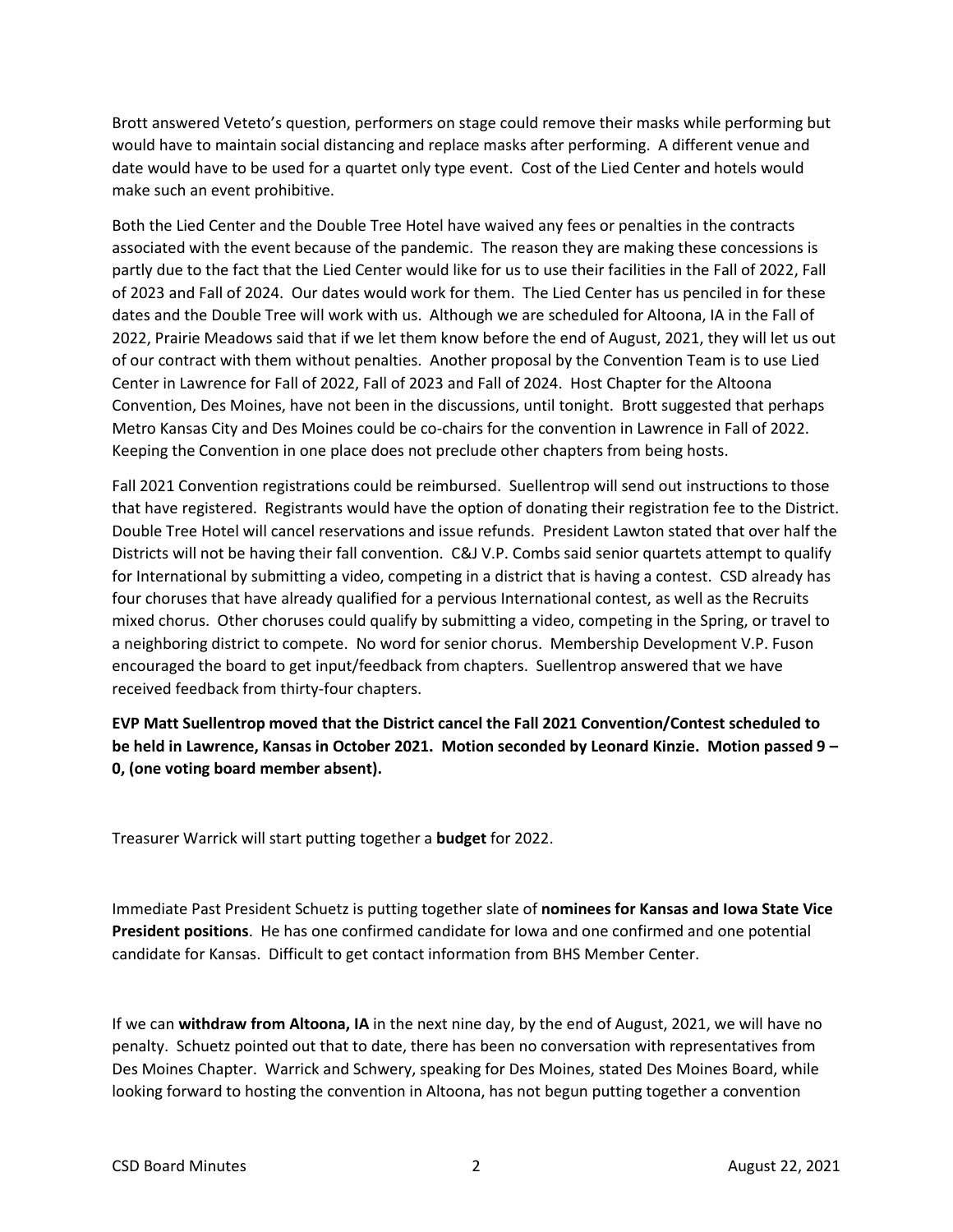Brott answered Veteto's question, performers on stage could remove their masks while performing but would have to maintain social distancing and replace masks after performing. A different venue and date would have to be used for a quartet only type event. Cost of the Lied Center and hotels would make such an event prohibitive.

Both the Lied Center and the Double Tree Hotel have waived any fees or penalties in the contracts associated with the event because of the pandemic. The reason they are making these concessions is partly due to the fact that the Lied Center would like for us to use their facilities in the Fall of 2022, Fall of 2023 and Fall of 2024. Our dates would work for them. The Lied Center has us penciled in for these dates and the Double Tree will work with us. Although we are scheduled for Altoona, IA in the Fall of 2022, Prairie Meadows said that if we let them know before the end of August, 2021, they will let us out of our contract with them without penalties. Another proposal by the Convention Team is to use Lied Center in Lawrence for Fall of 2022, Fall of 2023 and Fall of 2024. Host Chapter for the Altoona Convention, Des Moines, have not been in the discussions, until tonight. Brott suggested that perhaps Metro Kansas City and Des Moines could be co-chairs for the convention in Lawrence in Fall of 2022. Keeping the Convention in one place does not preclude other chapters from being hosts.

Fall 2021 Convention registrations could be reimbursed. Suellentrop will send out instructions to those that have registered. Registrants would have the option of donating their registration fee to the District. Double Tree Hotel will cancel reservations and issue refunds. President Lawton stated that over half the Districts will not be having their fall convention. C&J V.P. Combs said senior quartets attempt to qualify for International by submitting a video, competing in a district that is having a contest. CSD already has four choruses that have already qualified for a pervious International contest, as well as the Recruits mixed chorus. Other choruses could qualify by submitting a video, competing in the Spring, or travel to a neighboring district to compete. No word for senior chorus. Membership Development V.P. Fuson encouraged the board to get input/feedback from chapters. Suellentrop answered that we have received feedback from thirty-four chapters.

**EVP Matt Suellentrop moved that the District cancel the Fall 2021 Convention/Contest scheduled to be held in Lawrence, Kansas in October 2021. Motion seconded by Leonard Kinzie. Motion passed 9 – 0, (one voting board member absent).**

Treasurer Warrick will start putting together a **budget** for 2022.

Immediate Past President Schuetz is putting together slate of **nominees for Kansas and Iowa State Vice President positions**. He has one confirmed candidate for Iowa and one confirmed and one potential candidate for Kansas. Difficult to get contact information from BHS Member Center.

If we can **withdraw from Altoona, IA** in the next nine day, by the end of August, 2021, we will have no penalty. Schuetz pointed out that to date, there has been no conversation with representatives from Des Moines Chapter. Warrick and Schwery, speaking for Des Moines, stated Des Moines Board, while looking forward to hosting the convention in Altoona, has not begun putting together a convention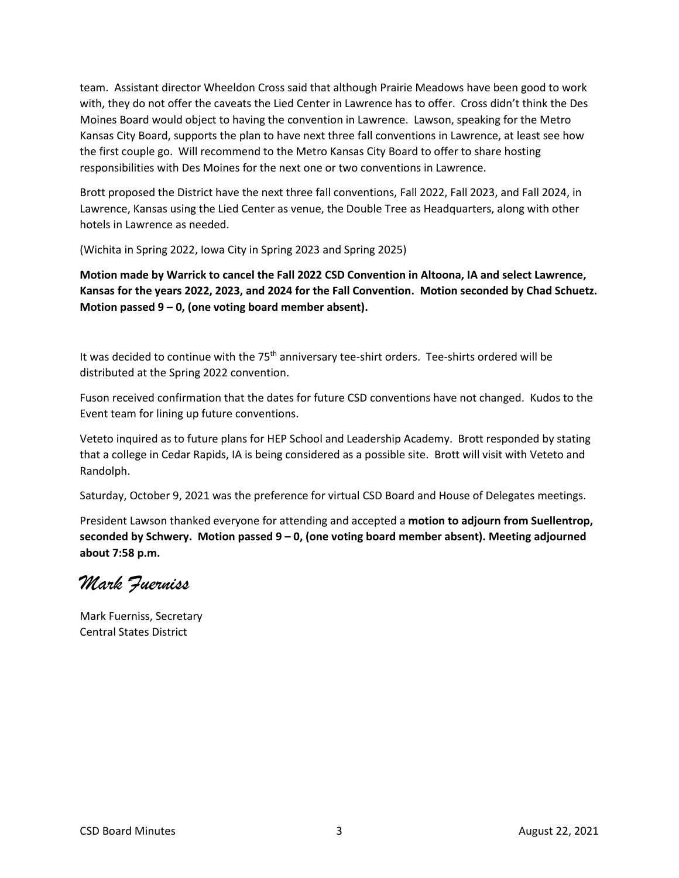team. Assistant director Wheeldon Cross said that although Prairie Meadows have been good to work with, they do not offer the caveats the Lied Center in Lawrence has to offer. Cross didn't think the Des Moines Board would object to having the convention in Lawrence. Lawson, speaking for the Metro Kansas City Board, supports the plan to have next three fall conventions in Lawrence, at least see how the first couple go. Will recommend to the Metro Kansas City Board to offer to share hosting responsibilities with Des Moines for the next one or two conventions in Lawrence.

Brott proposed the District have the next three fall conventions, Fall 2022, Fall 2023, and Fall 2024, in Lawrence, Kansas using the Lied Center as venue, the Double Tree as Headquarters, along with other hotels in Lawrence as needed.

(Wichita in Spring 2022, Iowa City in Spring 2023 and Spring 2025)

**Motion made by Warrick to cancel the Fall 2022 CSD Convention in Altoona, IA and select Lawrence, Kansas for the years 2022, 2023, and 2024 for the Fall Convention. Motion seconded by Chad Schuetz. Motion passed 9 – 0, (one voting board member absent).**

It was decided to continue with the 75th anniversary tee-shirt orders. Tee-shirts ordered will be distributed at the Spring 2022 convention.

Fuson received confirmation that the dates for future CSD conventions have not changed. Kudos to the Event team for lining up future conventions.

Veteto inquired as to future plans for HEP School and Leadership Academy. Brott responded by stating that a college in Cedar Rapids, IA is being considered as a possible site. Brott will visit with Veteto and Randolph.

Saturday, October 9, 2021 was the preference for virtual CSD Board and House of Delegates meetings.

President Lawson thanked everyone for attending and accepted a **motion to adjourn from Suellentrop, seconded by Schwery. Motion passed 9 – 0, (one voting board member absent). Meeting adjourned about 7:58 p.m.**

*Mark Fuerniss*

Mark Fuerniss, Secretary
Central States District